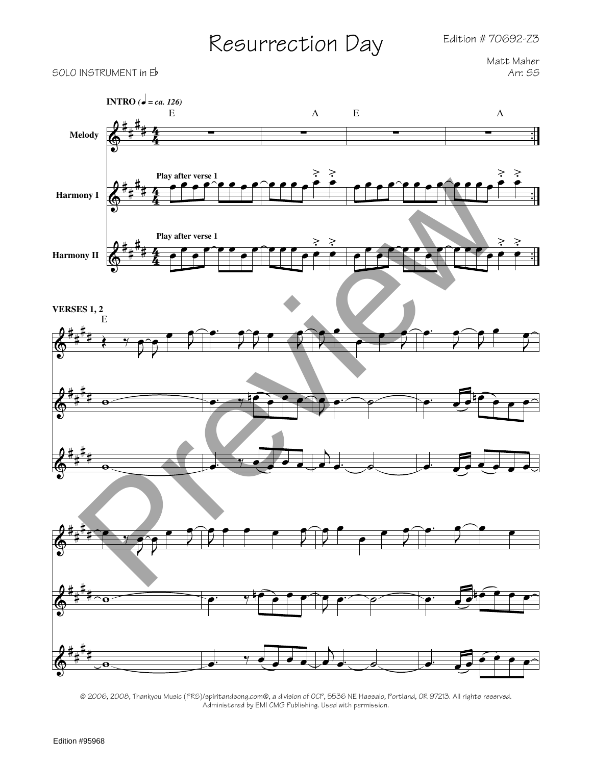# Resurrection Day

Edition # 70692-Z3

SOLO INSTRUMENT in E♭

Matt Maher
*Arr. SS*

**INTRO** *(♩ = ca. 126)*

E A E A

Melody

Harmony I

**Play after verse 1**

Harmony II

**Play after verse 1**

**VERSES 1, 2**

E

© 2006, 2008, Thankyou Music (PRS)/spiritandsong.com®, a division of OCP, 5536 NE Hassalo, Portland, OR 97213. All rights reserved. Administered by EMI CMG Publishing. Used with permission.

Edition #95968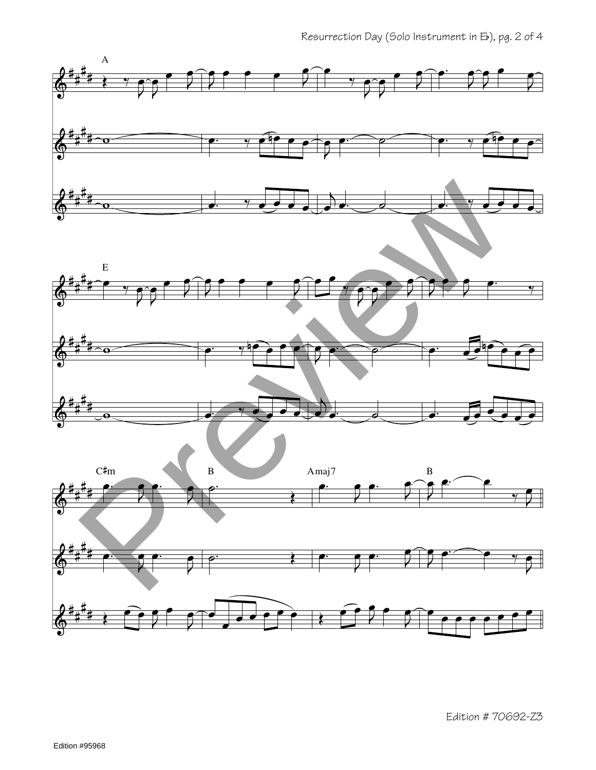A

E

C♯m B Amaj7 B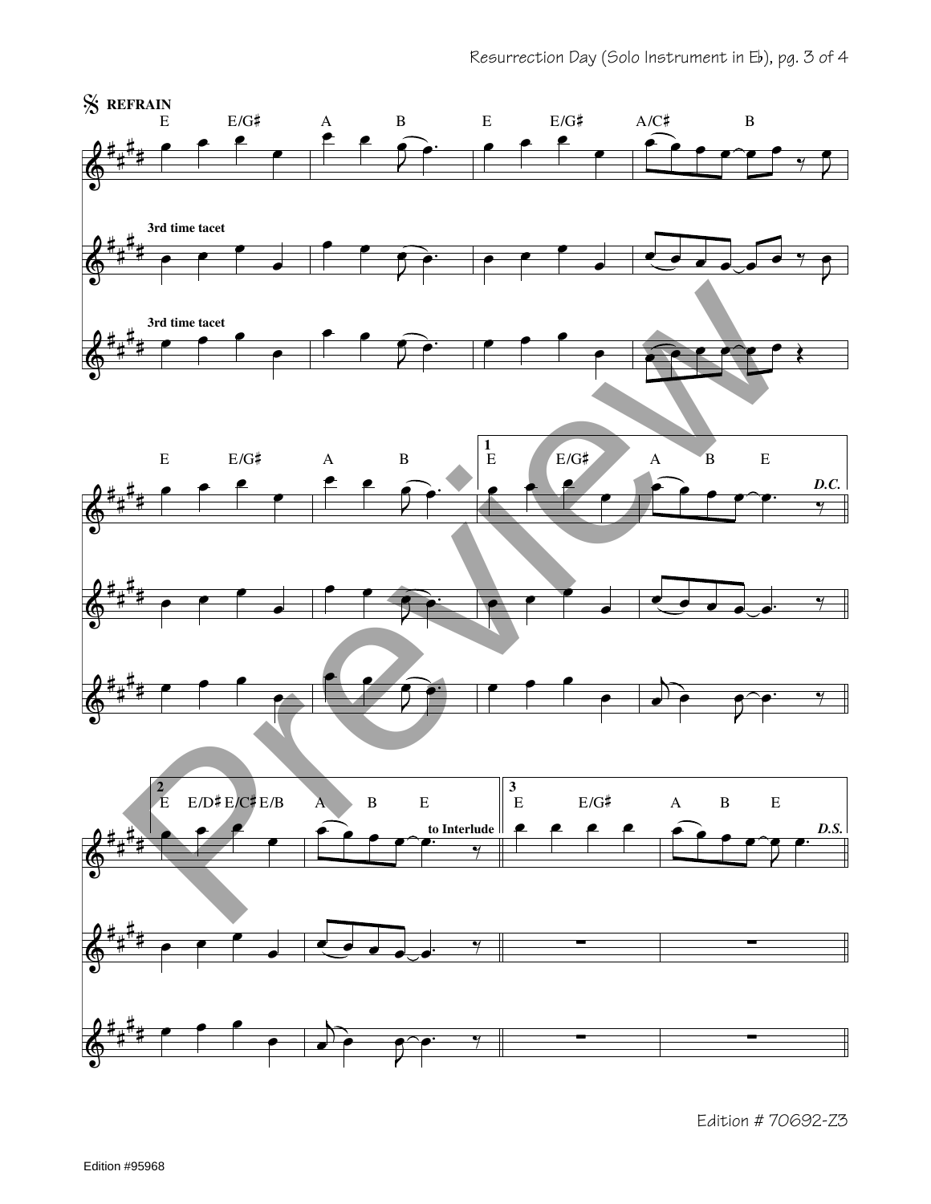𝄋 **REFRAIN**

E E/G♯ A B E E/G♯ A/C♯ B

**3rd time tacet**

**3rd time tacet**

E E/G♯ A B

**1** E E/G♯ A B E *D.C.*

**2** E E/D♯ E/C♯ E/B A B E **to Interlude**

**3** E E/G♯ A B E *D.S.*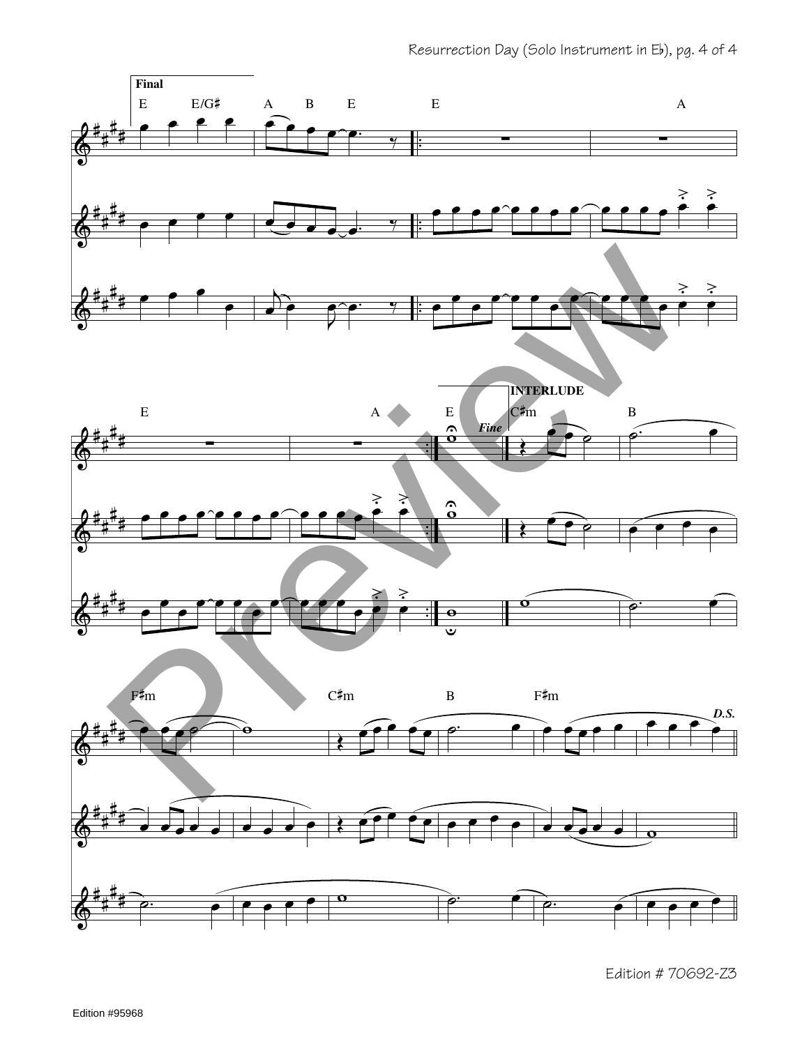Final

E E/G♯ A B E E A

E A E C♯m B

*Fine*

INTERLUDE

F♯m C♯m B F♯m

*D.S.*

Edition # 70692-Z3

Edition #95968